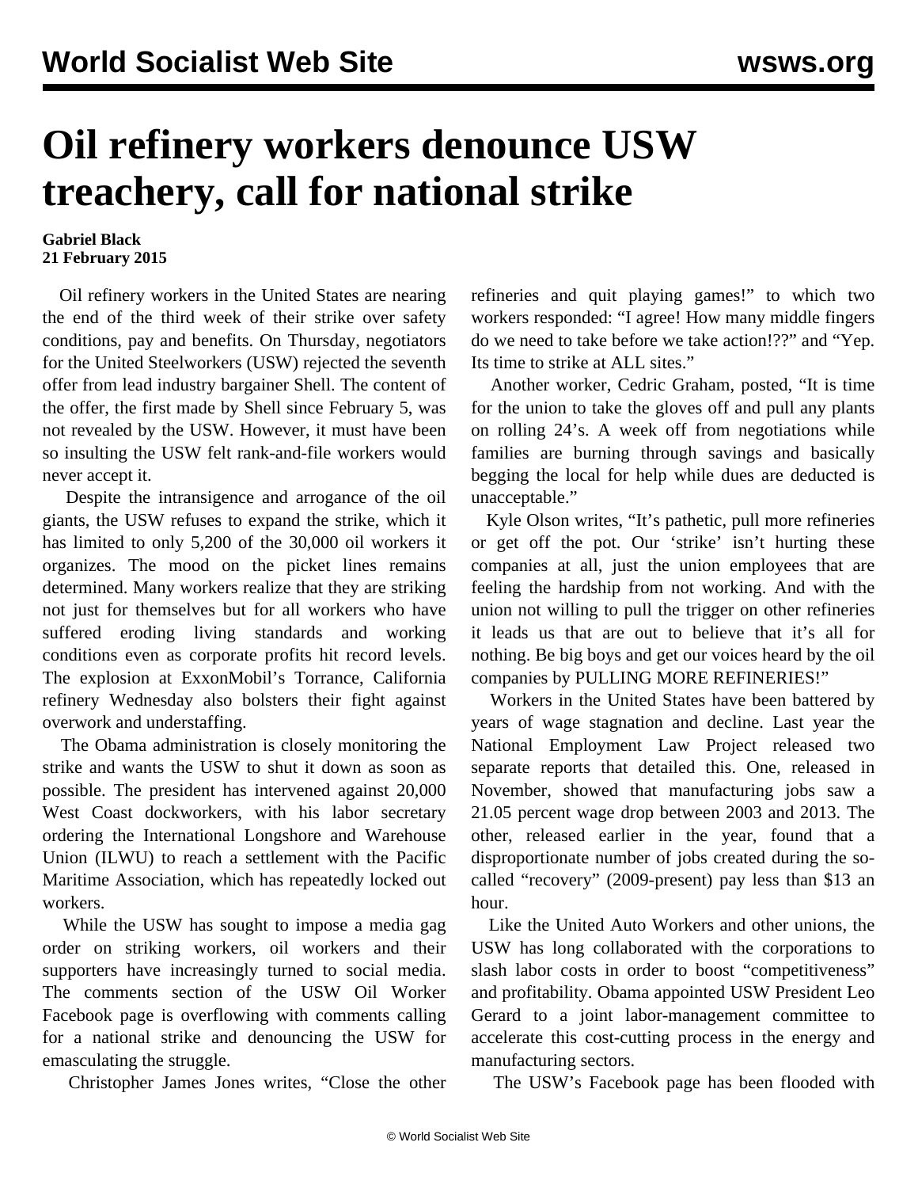# Oil refinery workers denounce USW treachery, call for national strike

**Gabriel Black**
**21 February 2015**

Oil refinery workers in the United States are nearing the end of the third week of their strike over safety conditions, pay and benefits. On Thursday, negotiators for the United Steelworkers (USW) rejected the seventh offer from lead industry bargainer Shell. The content of the offer, the first made by Shell since February 5, was not revealed by the USW. However, it must have been so insulting the USW felt rank-and-file workers would never accept it.

Despite the intransigence and arrogance of the oil giants, the USW refuses to expand the strike, which it has limited to only 5,200 of the 30,000 oil workers it organizes. The mood on the picket lines remains determined. Many workers realize that they are striking not just for themselves but for all workers who have suffered eroding living standards and working conditions even as corporate profits hit record levels. The explosion at ExxonMobil's Torrance, California refinery Wednesday also bolsters their fight against overwork and understaffing.

The Obama administration is closely monitoring the strike and wants the USW to shut it down as soon as possible. The president has intervened against 20,000 West Coast dockworkers, with his labor secretary ordering the International Longshore and Warehouse Union (ILWU) to reach a settlement with the Pacific Maritime Association, which has repeatedly locked out workers.

While the USW has sought to impose a media gag order on striking workers, oil workers and their supporters have increasingly turned to social media. The comments section of the USW Oil Worker Facebook page is overflowing with comments calling for a national strike and denouncing the USW for emasculating the struggle.

Christopher James Jones writes, "Close the other refineries and quit playing games!" to which two workers responded: "I agree! How many middle fingers do we need to take before we take action!??" and "Yep. Its time to strike at ALL sites."

Another worker, Cedric Graham, posted, "It is time for the union to take the gloves off and pull any plants on rolling 24's. A week off from negotiations while families are burning through savings and basically begging the local for help while dues are deducted is unacceptable."

Kyle Olson writes, "It's pathetic, pull more refineries or get off the pot. Our 'strike' isn't hurting these companies at all, just the union employees that are feeling the hardship from not working. And with the union not willing to pull the trigger on other refineries it leads us that are out to believe that it's all for nothing. Be big boys and get our voices heard by the oil companies by PULLING MORE REFINERIES!"

Workers in the United States have been battered by years of wage stagnation and decline. Last year the National Employment Law Project released two separate reports that detailed this. One, released in November, showed that manufacturing jobs saw a 21.05 percent wage drop between 2003 and 2013. The other, released earlier in the year, found that a disproportionate number of jobs created during the so-called "recovery" (2009-present) pay less than $13 an hour.

Like the United Auto Workers and other unions, the USW has long collaborated with the corporations to slash labor costs in order to boost "competitiveness" and profitability. Obama appointed USW President Leo Gerard to a joint labor-management committee to accelerate this cost-cutting process in the energy and manufacturing sectors.

The USW's Facebook page has been flooded with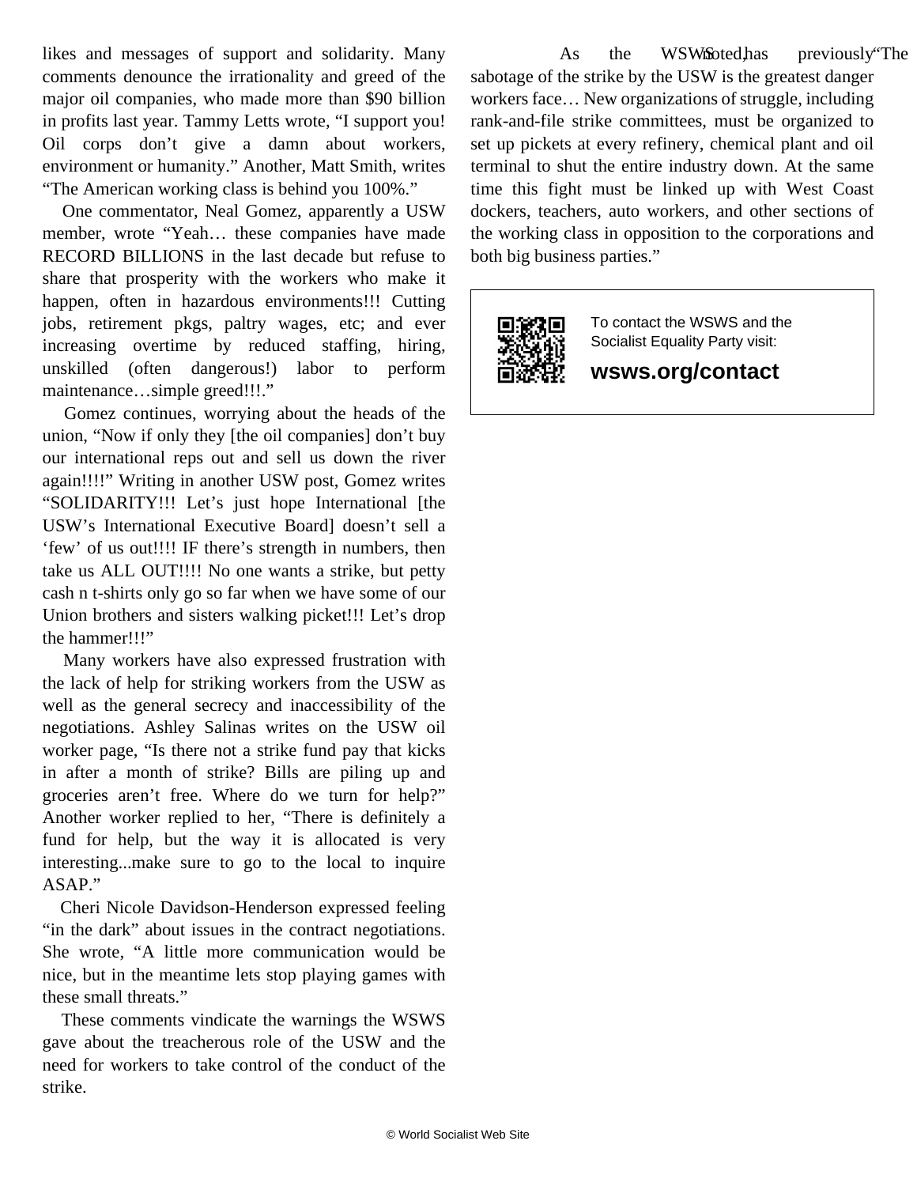likes and messages of support and solidarity. Many comments denounce the irrationality and greed of the major oil companies, who made more than $90 billion in profits last year. Tammy Letts wrote, “I support you! Oil corps don’t give a damn about workers, environment or humanity.” Another, Matt Smith, writes “The American working class is behind you 100%.”

One commentator, Neal Gomez, apparently a USW member, wrote “Yeah… these companies have made RECORD BILLIONS in the last decade but refuse to share that prosperity with the workers who make it happen, often in hazardous environments!!! Cutting jobs, retirement pkgs, paltry wages, etc; and ever increasing overtime by reduced staffing, hiring, unskilled (often dangerous!) labor to perform maintenance…simple greed!!!.”

Gomez continues, worrying about the heads of the union, “Now if only they [the oil companies] don’t buy our international reps out and sell us down the river again!!!!” Writing in another USW post, Gomez writes “SOLIDARITY!!! Let’s just hope International [the USW’s International Executive Board] doesn’t sell a ‘few’ of us out!!!! IF there’s strength in numbers, then take us ALL OUT!!!! No one wants a strike, but petty cash n t-shirts only go so far when we have some of our Union brothers and sisters walking picket!!! Let’s drop the hammer!!!”

Many workers have also expressed frustration with the lack of help for striking workers from the USW as well as the general secrecy and inaccessibility of the negotiations. Ashley Salinas writes on the USW oil worker page, “Is there not a strike fund pay that kicks in after a month of strike? Bills are piling up and groceries aren’t free. Where do we turn for help?” Another worker replied to her, “There is definitely a fund for help, but the way it is allocated is very interesting...make sure to go to the local to inquire ASAP.”

Cheri Nicole Davidson-Henderson expressed feeling “in the dark” about issues in the contract negotiations. She wrote, “A little more communication would be nice, but in the meantime lets stop playing games with these small threats.”

These comments vindicate the warnings the WSWS gave about the treacherous role of the USW and the need for workers to take control of the conduct of the strike.

As the WSWS has previously noted, “The sabotage of the strike by the USW is the greatest danger workers face… New organizations of struggle, including rank-and-file strike committees, must be organized to set up pickets at every refinery, chemical plant and oil terminal to shut the entire industry down. At the same time this fight must be linked up with West Coast dockers, teachers, auto workers, and other sections of the working class in opposition to the corporations and both big business parties.”

To contact the WSWS and the Socialist Equality Party visit:

**wsws.org/contact**